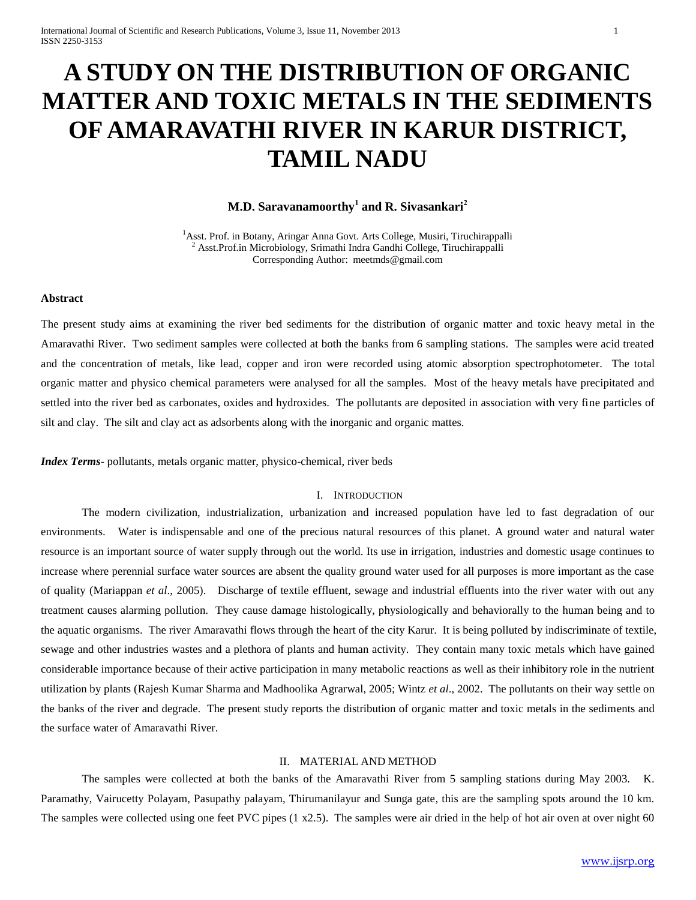# A STUDY ON THE DISTRIBUTION OF ORGANIC MATTER AND TOXIC METALS IN THE SEDIMENTS OF AMARAVATHI RIVER IN KARUR DISTRICT, TAMIL NADU

**M.D. Saravanamoorthy[1] and R. Sivasankari[2]**

[1]Asst. Prof. in Botany, Aringar Anna Govt. Arts College, Musiri, Tiruchirappalli
[2] Asst.Prof.in Microbiology, Srimathi Indra Gandhi College, Tiruchirappalli
Corresponding Author: meetmds@gmail.com

### Abstract

The present study aims at examining the river bed sediments for the distribution of organic matter and toxic heavy metal in the Amaravathi River. Two sediment samples were collected at both the banks from 6 sampling stations. The samples were acid treated and the concentration of metals, like lead, copper and iron were recorded using atomic absorption spectrophotometer. The total organic matter and physico chemical parameters were analysed for all the samples. Most of the heavy metals have precipitated and settled into the river bed as carbonates, oxides and hydroxides. The pollutants are deposited in association with very fine particles of silt and clay. The silt and clay act as adsorbents along with the inorganic and organic mattes.

***Index Terms***- pollutants, metals organic matter, physico-chemical, river beds

## I. Introduction

The modern civilization, industrialization, urbanization and increased population have led to fast degradation of our environments. Water is indispensable and one of the precious natural resources of this planet. A ground water and natural water resource is an important source of water supply through out the world. Its use in irrigation, industries and domestic usage continues to increase where perennial surface water sources are absent the quality ground water used for all purposes is more important as the case of quality (Mariappan *et al*., 2005). Discharge of textile effluent, sewage and industrial effluents into the river water with out any treatment causes alarming pollution. They cause damage histologically, physiologically and behaviorally to the human being and to the aquatic organisms. The river Amaravathi flows through the heart of the city Karur. It is being polluted by indiscriminate of textile, sewage and other industries wastes and a plethora of plants and human activity. They contain many toxic metals which have gained considerable importance because of their active participation in many metabolic reactions as well as their inhibitory role in the nutrient utilization by plants (Rajesh Kumar Sharma and Madhoolika Agrarwal, 2005; Wintz *et al*., 2002. The pollutants on their way settle on the banks of the river and degrade. The present study reports the distribution of organic matter and toxic metals in the sediments and the surface water of Amaravathi River.

## II. Material and Method

The samples were collected at both the banks of the Amaravathi River from 5 sampling stations during May 2003. K. Paramathy, Vairucetty Polayam, Pasupathy palayam, Thirumanilayur and Sunga gate, this are the sampling spots around the 10 km. The samples were collected using one feet PVC pipes (1 x2.5). The samples were air dried in the help of hot air oven at over night 60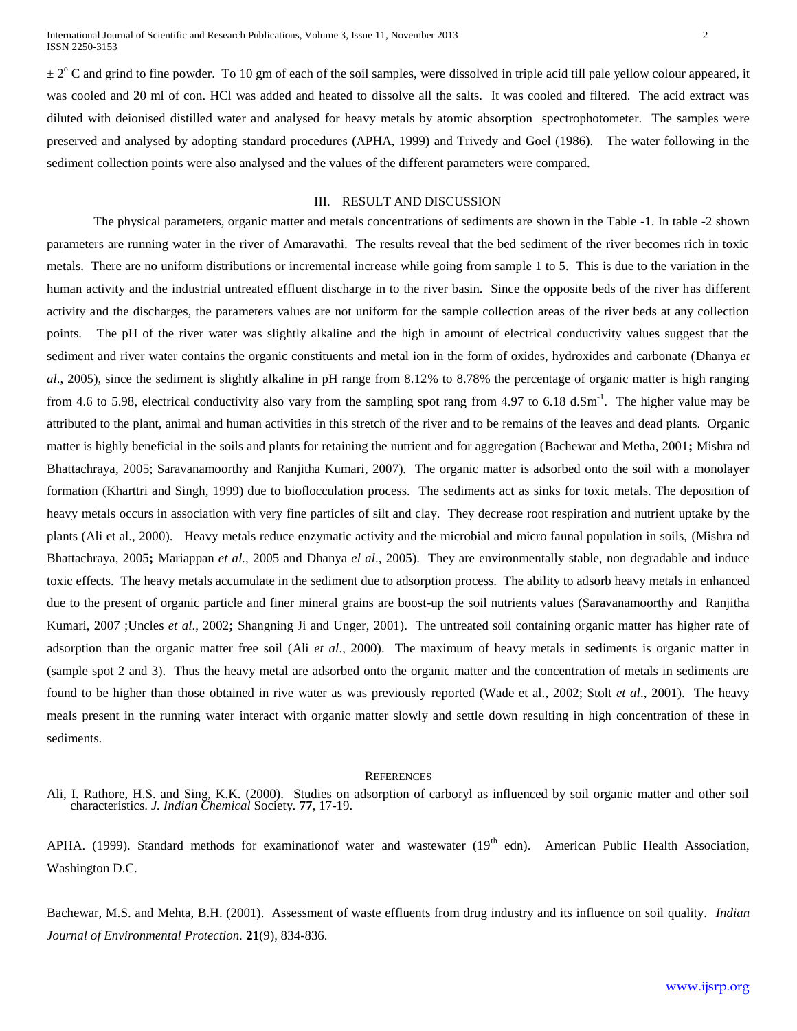$\pm 2^o$ C and grind to fine powder. To 10 gm of each of the soil samples, were dissolved in triple acid till pale yellow colour appeared, it was cooled and 20 ml of con. HCl was added and heated to dissolve all the salts. It was cooled and filtered. The acid extract was diluted with deionised distilled water and analysed for heavy metals by atomic absorption spectrophotometer. The samples were preserved and analysed by adopting standard procedures (APHA, 1999) and Trivedy and Goel (1986). The water following in the sediment collection points were also analysed and the values of the different parameters were compared.

## III. RESULT AND DISCUSSION

The physical parameters, organic matter and metals concentrations of sediments are shown in the Table -1. In table -2 shown parameters are running water in the river of Amaravathi. The results reveal that the bed sediment of the river becomes rich in toxic metals. There are no uniform distributions or incremental increase while going from sample 1 to 5. This is due to the variation in the human activity and the industrial untreated effluent discharge in to the river basin. Since the opposite beds of the river has different activity and the discharges, the parameters values are not uniform for the sample collection areas of the river beds at any collection points. The pH of the river water was slightly alkaline and the high in amount of electrical conductivity values suggest that the sediment and river water contains the organic constituents and metal ion in the form of oxides, hydroxides and carbonate (Dhanya *et al*., 2005), since the sediment is slightly alkaline in pH range from 8.12% to 8.78% the percentage of organic matter is high ranging from 4.6 to 5.98, electrical conductivity also vary from the sampling spot rang from 4.97 to 6.18 $d.Sm^{-1}$. The higher value may be attributed to the plant, animal and human activities in this stretch of the river and to be remains of the leaves and dead plants. Organic matter is highly beneficial in the soils and plants for retaining the nutrient and for aggregation (Bachewar and Metha, 2001**;** Mishra nd Bhattachraya, 2005; Saravanamoorthy and Ranjitha Kumari, 2007). The organic matter is adsorbed onto the soil with a monolayer formation (Kharttri and Singh, 1999) due to bioflocculation process. The sediments act as sinks for toxic metals. The deposition of heavy metals occurs in association with very fine particles of silt and clay. They decrease root respiration and nutrient uptake by the plants (Ali et al., 2000). Heavy metals reduce enzymatic activity and the microbial and micro faunal population in soils, (Mishra nd Bhattachraya, 2005**;** Mariappan *et al.,* 2005 and Dhanya *el al*., 2005). They are environmentally stable, non degradable and induce toxic effects. The heavy metals accumulate in the sediment due to adsorption process. The ability to adsorb heavy metals in enhanced due to the present of organic particle and finer mineral grains are boost-up the soil nutrients values (Saravanamoorthy and Ranjitha Kumari, 2007 ;Uncles *et al*., 2002**;** Shangning Ji and Unger, 2001). The untreated soil containing organic matter has higher rate of adsorption than the organic matter free soil (Ali *et al*., 2000). The maximum of heavy metals in sediments is organic matter in (sample spot 2 and 3). Thus the heavy metal are adsorbed onto the organic matter and the concentration of metals in sediments are found to be higher than those obtained in rive water as was previously reported (Wade et al., 2002; Stolt *et al*., 2001). The heavy meals present in the running water interact with organic matter slowly and settle down resulting in high concentration of these in sediments.

## REFERENCES

Ali, I. Rathore, H.S. and Sing, K.K. (2000). Studies on adsorption of carboryl as influenced by soil organic matter and other soil characteristics. *J. Indian Chemical* Society. **77**, 17-19.

APHA. (1999). Standard methods for examinationof water and wastewater (19th edn). American Public Health Association, Washington D.C.

Bachewar, M.S. and Mehta, B.H. (2001). Assessment of waste effluents from drug industry and its influence on soil quality. *Indian Journal of Environmental Protection.* **21**(9), 834-836.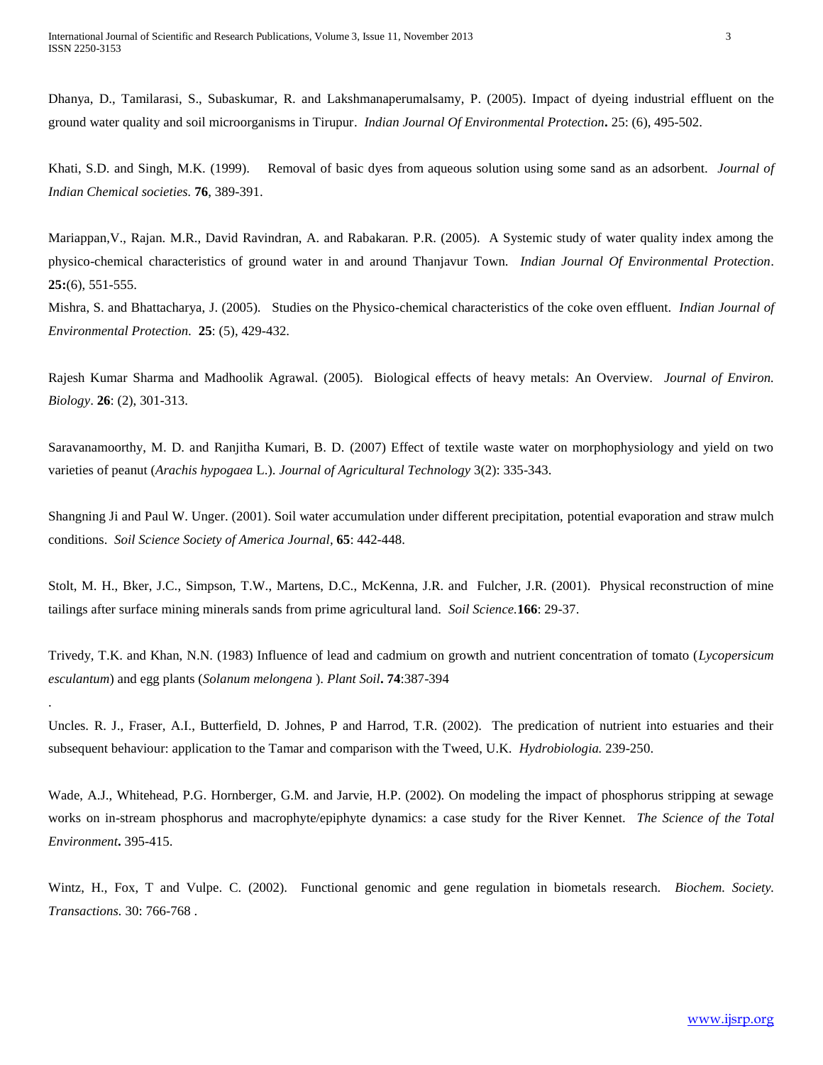Dhanya, D., Tamilarasi, S., Subaskumar, R. and Lakshmanaperumalsamy, P. (2005). Impact of dyeing industrial effluent on the ground water quality and soil microorganisms in Tirupur. *Indian Journal Of Environmental Protection***.** 25: (6), 495-502.

Khati, S.D. and Singh, M.K. (1999). Removal of basic dyes from aqueous solution using some sand as an adsorbent. *Journal of Indian Chemical societies.* **76**, 389-391.

Mariappan,V., Rajan. M.R., David Ravindran, A. and Rabakaran. P.R. (2005). A Systemic study of water quality index among the physico-chemical characteristics of ground water in and around Thanjavur Town. *Indian Journal Of Environmental Protection*. **25:**(6), 551-555.

Mishra, S. and Bhattacharya, J. (2005). Studies on the Physico-chemical characteristics of the coke oven effluent. *Indian Journal of Environmental Protection.* **25**: (5), 429-432.

Rajesh Kumar Sharma and Madhoolik Agrawal. (2005). Biological effects of heavy metals: An Overview. *Journal of Environ. Biology*. **26**: (2), 301-313.

Saravanamoorthy, M. D. and Ranjitha Kumari, B. D. (2007) Effect of textile waste water on morphophysiology and yield on two varieties of peanut (*Arachis hypogaea* L.). *Journal of Agricultural Technology* 3(2): 335-343.

Shangning Ji and Paul W. Unger. (2001). Soil water accumulation under different precipitation, potential evaporation and straw mulch conditions. *Soil Science Society of America Journal,* **65**: 442-448.

Stolt, M. H., Bker, J.C., Simpson, T.W., Martens, D.C., McKenna, J.R. and Fulcher, J.R. (2001). Physical reconstruction of mine tailings after surface mining minerals sands from prime agricultural land. *Soil Science.***166**: 29-37.

Trivedy, T.K. and Khan, N.N. (1983) Influence of lead and cadmium on growth and nutrient concentration of tomato (*Lycopersicum esculantum*) and egg plants (*Solanum melongena* ). *Plant Soil***. 74**:387-394

.

Uncles. R. J., Fraser, A.I., Butterfield, D. Johnes, P and Harrod, T.R. (2002). The predication of nutrient into estuaries and their subsequent behaviour: application to the Tamar and comparison with the Tweed, U.K. *Hydrobiologia.* 239-250.

Wade, A.J., Whitehead, P.G. Hornberger, G.M. and Jarvie, H.P. (2002). On modeling the impact of phosphorus stripping at sewage works on in-stream phosphorus and macrophyte/epiphyte dynamics: a case study for the River Kennet. *The Science of the Total Environment***.** 395-415.

Wintz, H., Fox, T and Vulpe. C. (2002). Functional genomic and gene regulation in biometals research. *Biochem. Society. Transactions.* 30: 766-768 .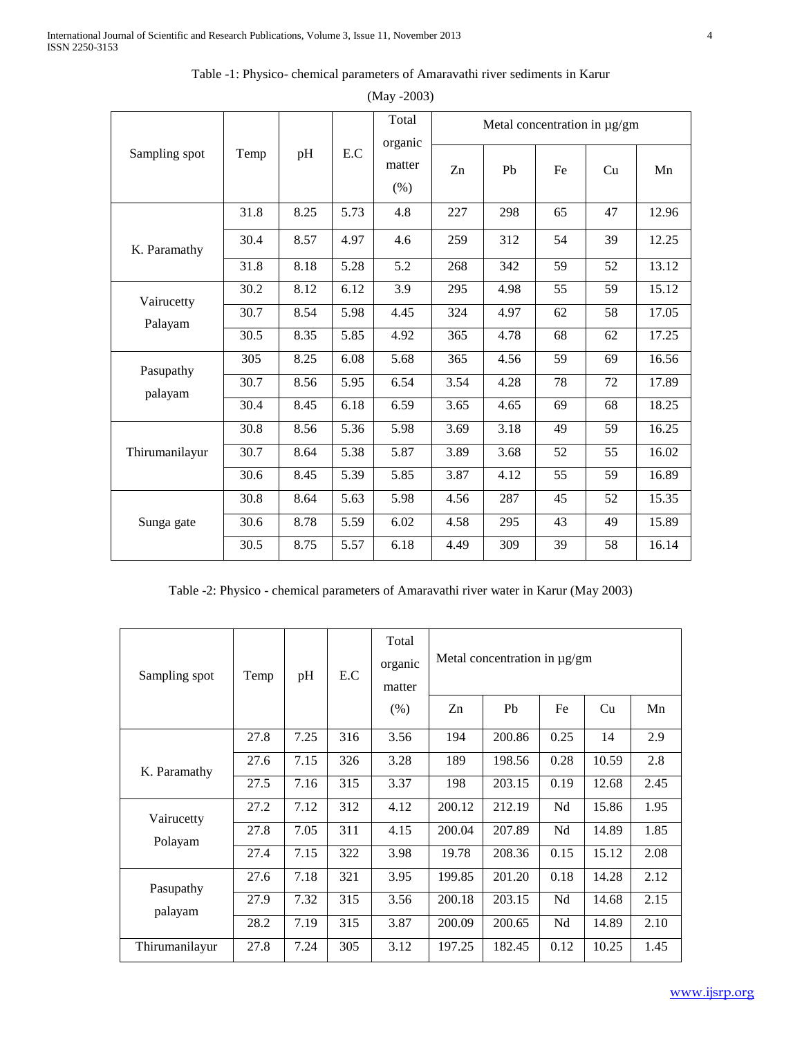Table -1: Physico- chemical parameters of Amaravathi river sediments in Karur

(May -2003)

| Sampling spot | Temp | pH | E.C | Total organic matter (%) | Metal concentration in µg/gm | | | | |
|---|---|---|---|---|---|---|---|---|---|
| | | | | | Zn | Pb | Fe | Cu | Mn |
| K. Paramathy | 31.8 | 8.25 | 5.73 | 4.8 | 227 | 298 | 65 | 47 | 12.96 |
| | 30.4 | 8.57 | 4.97 | 4.6 | 259 | 312 | 54 | 39 | 12.25 |
| | 31.8 | 8.18 | 5.28 | 5.2 | 268 | 342 | 59 | 52 | 13.12 |
| Vairucetty Palayam | 30.2 | 8.12 | 6.12 | 3.9 | 295 | 4.98 | 55 | 59 | 15.12 |
| | 30.7 | 8.54 | 5.98 | 4.45 | 324 | 4.97 | 62 | 58 | 17.05 |
| | 30.5 | 8.35 | 5.85 | 4.92 | 365 | 4.78 | 68 | 62 | 17.25 |
| Pasupathy palayam | 305 | 8.25 | 6.08 | 5.68 | 365 | 4.56 | 59 | 69 | 16.56 |
| | 30.7 | 8.56 | 5.95 | 6.54 | 3.54 | 4.28 | 78 | 72 | 17.89 |
| | 30.4 | 8.45 | 6.18 | 6.59 | 3.65 | 4.65 | 69 | 68 | 18.25 |
| Thirumanilayur | 30.8 | 8.56 | 5.36 | 5.98 | 3.69 | 3.18 | 49 | 59 | 16.25 |
| | 30.7 | 8.64 | 5.38 | 5.87 | 3.89 | 3.68 | 52 | 55 | 16.02 |
| | 30.6 | 8.45 | 5.39 | 5.85 | 3.87 | 4.12 | 55 | 59 | 16.89 |
| Sunga gate | 30.8 | 8.64 | 5.63 | 5.98 | 4.56 | 287 | 45 | 52 | 15.35 |
| | 30.6 | 8.78 | 5.59 | 6.02 | 4.58 | 295 | 43 | 49 | 15.89 |
| | 30.5 | 8.75 | 5.57 | 6.18 | 4.49 | 309 | 39 | 58 | 16.14 |

Table -2: Physico - chemical parameters of Amaravathi river water in Karur (May 2003)

| Sampling spot | Temp | pH | E.C | Total organic matter (%) | Metal concentration in µg/gm | | | | |
|---|---|---|---|---|---|---|---|---|---|
| | | | | | Zn | Pb | Fe | Cu | Mn |
| K. Paramathy | 27.8 | 7.25 | 316 | 3.56 | 194 | 200.86 | 0.25 | 14 | 2.9 |
| | 27.6 | 7.15 | 326 | 3.28 | 189 | 198.56 | 0.28 | 10.59 | 2.8 |
| | 27.5 | 7.16 | 315 | 3.37 | 198 | 203.15 | 0.19 | 12.68 | 2.45 |
| Vairucetty Polayam | 27.2 | 7.12 | 312 | 4.12 | 200.12 | 212.19 | Nd | 15.86 | 1.95 |
| | 27.8 | 7.05 | 311 | 4.15 | 200.04 | 207.89 | Nd | 14.89 | 1.85 |
| | 27.4 | 7.15 | 322 | 3.98 | 19.78 | 208.36 | 0.15 | 15.12 | 2.08 |
| Pasupathy palayam | 27.6 | 7.18 | 321 | 3.95 | 199.85 | 201.20 | 0.18 | 14.28 | 2.12 |
| | 27.9 | 7.32 | 315 | 3.56 | 200.18 | 203.15 | Nd | 14.68 | 2.15 |
| | 28.2 | 7.19 | 315 | 3.87 | 200.09 | 200.65 | Nd | 14.89 | 2.10 |
| Thirumanilayur | 27.8 | 7.24 | 305 | 3.12 | 197.25 | 182.45 | 0.12 | 10.25 | 1.45 |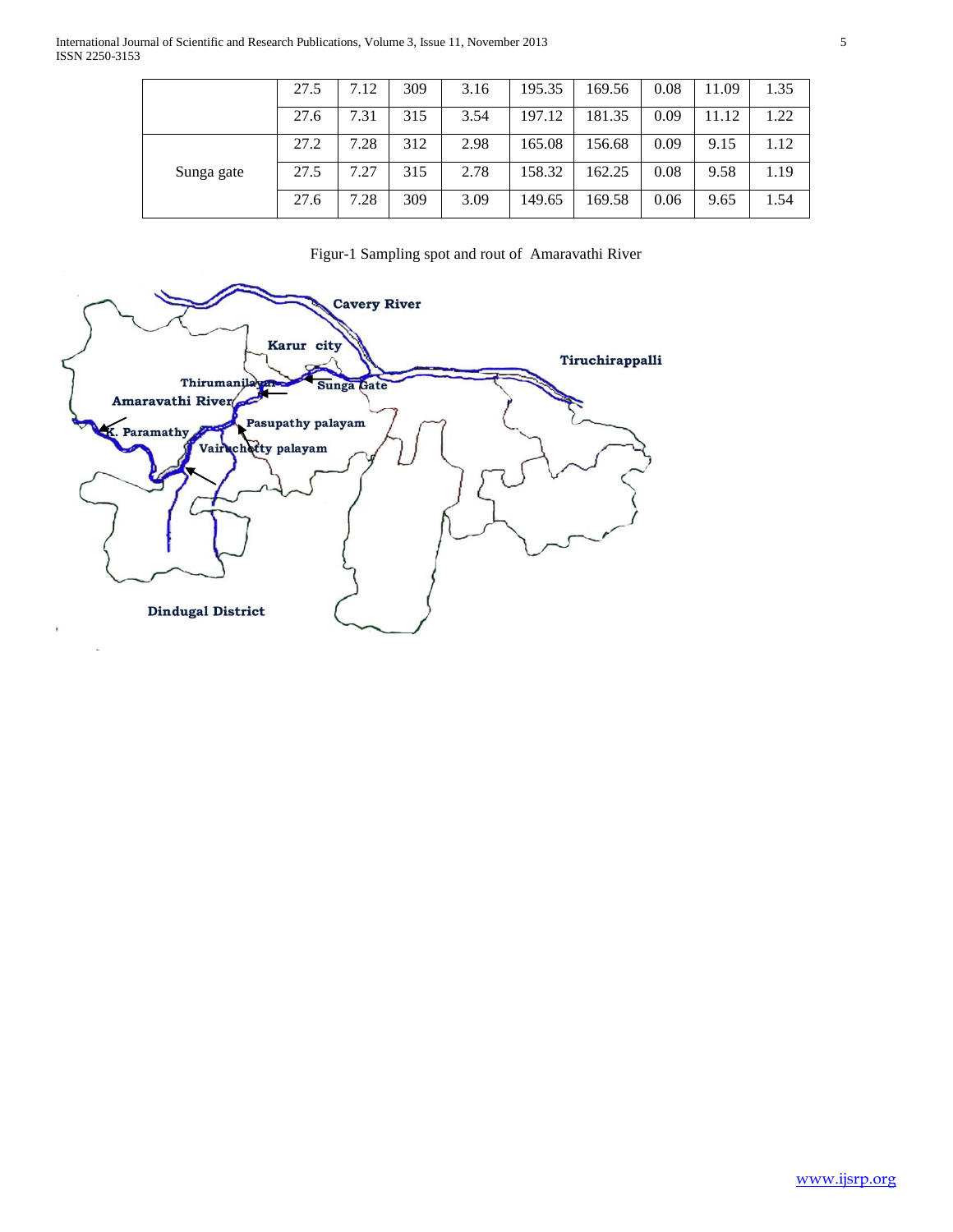| | | | | | | | | | |
|---|---|---|---|---|---|---|---|---|---|
| | 27.5 | 7.12 | 309 | 3.16 | 195.35 | 169.56 | 0.08 | 11.09 | 1.35 |
| | 27.6 | 7.31 | 315 | 3.54 | 197.12 | 181.35 | 0.09 | 11.12 | 1.22 |
| Sunga gate | 27.2 | 7.28 | 312 | 2.98 | 165.08 | 156.68 | 0.09 | 9.15 | 1.12 |
| | 27.5 | 7.27 | 315 | 2.78 | 158.32 | 162.25 | 0.08 | 9.58 | 1.19 |
| | 27.6 | 7.28 | 309 | 3.09 | 149.65 | 169.58 | 0.06 | 9.65 | 1.54 |

Figur-1 Sampling spot and rout of Amaravathi River

Cavery River

Karur city

Tiruchirappalli

Thirumanilayam

Sunga Gate

Amaravathi River

K. Paramathy

Pasupathy palayam

Vairuchetty palayam

Dindugal District